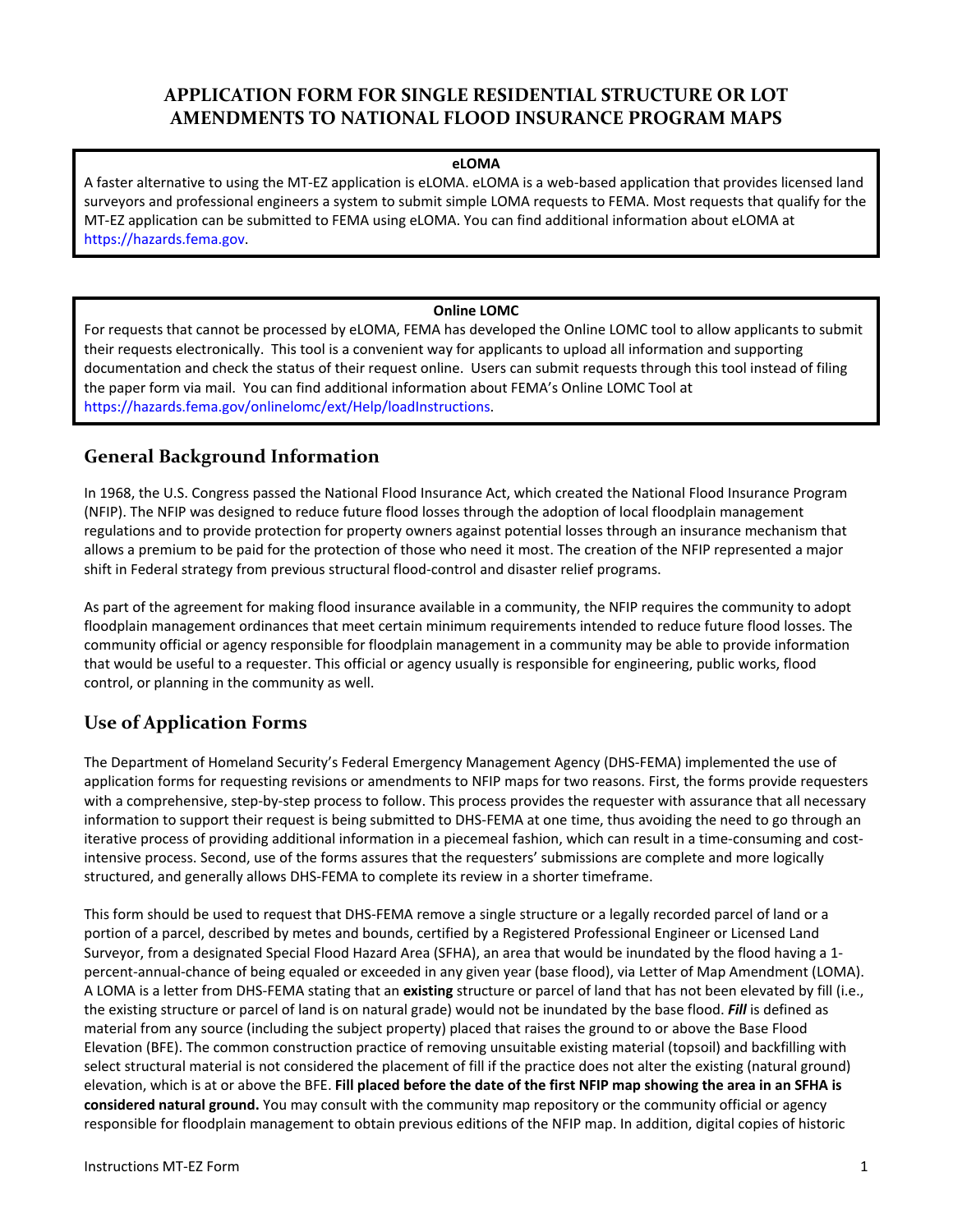# APPLICATION FORM FOR SINGLE RESIDENTIAL STRUCTURE OR LOT AMENDMENTS TO NATIONAL FLOOD INSURANCE PROGRAM MAPS

**eLOMA**

A faster alternative to using the MT-EZ application is eLOMA. eLOMA is a web-based application that provides licensed land surveyors and professional engineers a system to submit simple LOMA requests to FEMA. Most requests that qualify for the MT-EZ application can be submitted to FEMA using eLOMA. You can find additional information about eLOMA at https://hazards.fema.gov.

**Online LOMC**

For requests that cannot be processed by eLOMA, FEMA has developed the Online LOMC tool to allow applicants to submit their requests electronically. This tool is a convenient way for applicants to upload all information and supporting documentation and check the status of their request online. Users can submit requests through this tool instead of filing the paper form via mail. You can find additional information about FEMA's Online LOMC Tool at https://hazards.fema.gov/onlinelomc/ext/Help/loadInstructions.

## General Background Information

In 1968, the U.S. Congress passed the National Flood Insurance Act, which created the National Flood Insurance Program (NFIP). The NFIP was designed to reduce future flood losses through the adoption of local floodplain management regulations and to provide protection for property owners against potential losses through an insurance mechanism that allows a premium to be paid for the protection of those who need it most. The creation of the NFIP represented a major shift in Federal strategy from previous structural flood-control and disaster relief programs.

As part of the agreement for making flood insurance available in a community, the NFIP requires the community to adopt floodplain management ordinances that meet certain minimum requirements intended to reduce future flood losses. The community official or agency responsible for floodplain management in a community may be able to provide information that would be useful to a requester. This official or agency usually is responsible for engineering, public works, flood control, or planning in the community as well.

## Use of Application Forms

The Department of Homeland Security's Federal Emergency Management Agency (DHS-FEMA) implemented the use of application forms for requesting revisions or amendments to NFIP maps for two reasons. First, the forms provide requesters with a comprehensive, step-by-step process to follow. This process provides the requester with assurance that all necessary information to support their request is being submitted to DHS-FEMA at one time, thus avoiding the need to go through an iterative process of providing additional information in a piecemeal fashion, which can result in a time-consuming and cost-intensive process. Second, use of the forms assures that the requesters' submissions are complete and more logically structured, and generally allows DHS-FEMA to complete its review in a shorter timeframe.

This form should be used to request that DHS-FEMA remove a single structure or a legally recorded parcel of land or a portion of a parcel, described by metes and bounds, certified by a Registered Professional Engineer or Licensed Land Surveyor, from a designated Special Flood Hazard Area (SFHA), an area that would be inundated by the flood having a 1-percent-annual-chance of being equaled or exceeded in any given year (base flood), via Letter of Map Amendment (LOMA). A LOMA is a letter from DHS-FEMA stating that an **existing** structure or parcel of land that has not been elevated by fill (i.e., the existing structure or parcel of land is on natural grade) would not be inundated by the base flood. ***Fill*** is defined as material from any source (including the subject property) placed that raises the ground to or above the Base Flood Elevation (BFE). The common construction practice of removing unsuitable existing material (topsoil) and backfilling with select structural material is not considered the placement of fill if the practice does not alter the existing (natural ground) elevation, which is at or above the BFE. **Fill placed before the date of the first NFIP map showing the area in an SFHA is considered natural ground.** You may consult with the community map repository or the community official or agency responsible for floodplain management to obtain previous editions of the NFIP map. In addition, digital copies of historic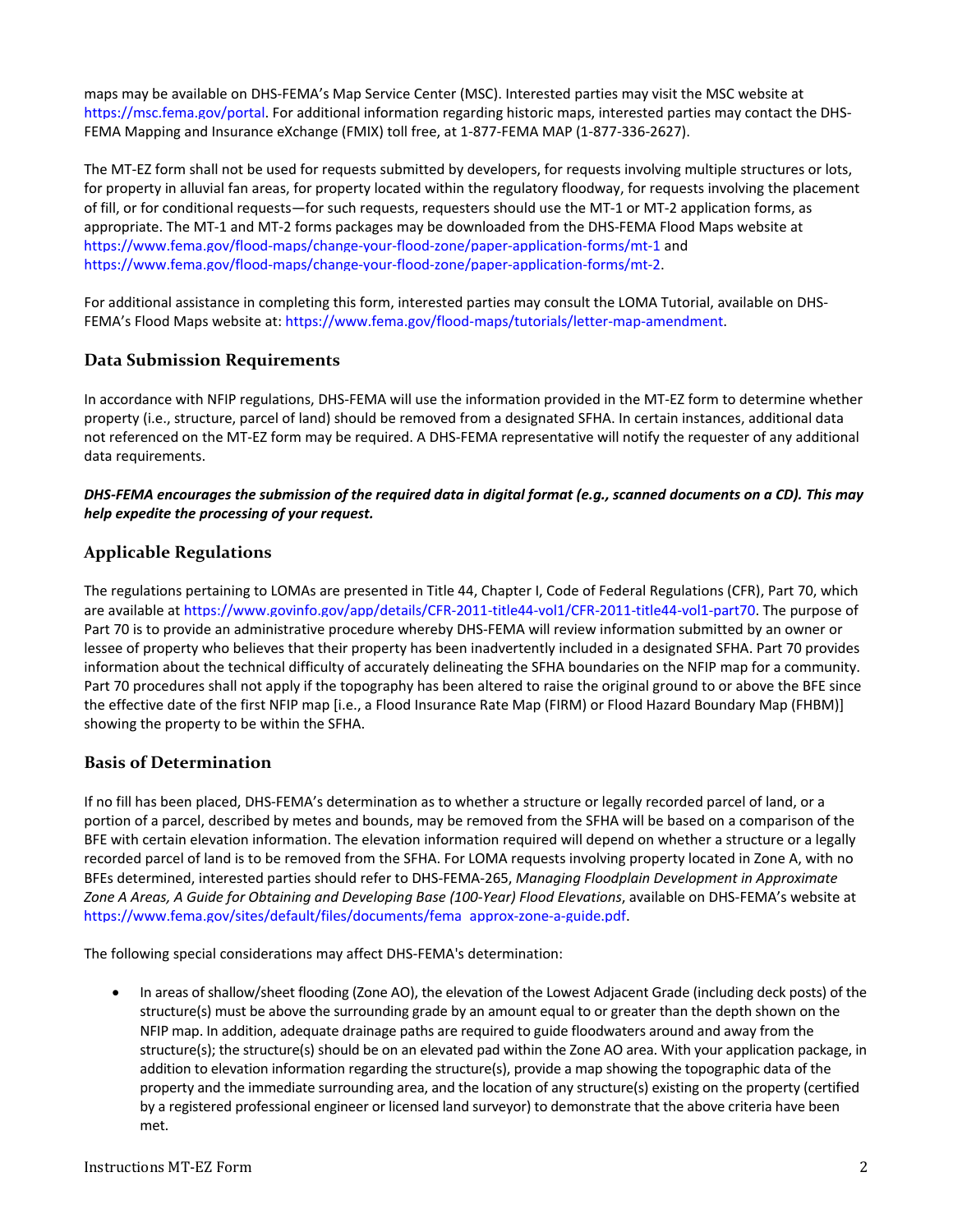maps may be available on DHS-FEMA's Map Service Center (MSC). Interested parties may visit the MSC website at https://msc.fema.gov/portal. For additional information regarding historic maps, interested parties may contact the DHS-FEMA Mapping and Insurance eXchange (FMIX) toll free, at 1-877-FEMA MAP (1-877-336-2627).

The MT-EZ form shall not be used for requests submitted by developers, for requests involving multiple structures or lots, for property in alluvial fan areas, for property located within the regulatory floodway, for requests involving the placement of fill, or for conditional requests—for such requests, requesters should use the MT-1 or MT-2 application forms, as appropriate. The MT-1 and MT-2 forms packages may be downloaded from the DHS-FEMA Flood Maps website at https://www.fema.gov/flood-maps/change-your-flood-zone/paper-application-forms/mt-1 and https://www.fema.gov/flood-maps/change-your-flood-zone/paper-application-forms/mt-2.

For additional assistance in completing this form, interested parties may consult the LOMA Tutorial, available on DHS-FEMA's Flood Maps website at: https://www.fema.gov/flood-maps/tutorials/letter-map-amendment.

## Data Submission Requirements

In accordance with NFIP regulations, DHS-FEMA will use the information provided in the MT-EZ form to determine whether property (i.e., structure, parcel of land) should be removed from a designated SFHA. In certain instances, additional data not referenced on the MT-EZ form may be required. A DHS-FEMA representative will notify the requester of any additional data requirements.

***DHS-FEMA encourages the submission of the required data in digital format (e.g., scanned documents on a CD). This may help expedite the processing of your request.***

## Applicable Regulations

The regulations pertaining to LOMAs are presented in Title 44, Chapter I, Code of Federal Regulations (CFR), Part 70, which are available at https://www.govinfo.gov/app/details/CFR-2011-title44-vol1/CFR-2011-title44-vol1-part70. The purpose of Part 70 is to provide an administrative procedure whereby DHS-FEMA will review information submitted by an owner or lessee of property who believes that their property has been inadvertently included in a designated SFHA. Part 70 provides information about the technical difficulty of accurately delineating the SFHA boundaries on the NFIP map for a community. Part 70 procedures shall not apply if the topography has been altered to raise the original ground to or above the BFE since the effective date of the first NFIP map [i.e., a Flood Insurance Rate Map (FIRM) or Flood Hazard Boundary Map (FHBM)] showing the property to be within the SFHA.

## Basis of Determination

If no fill has been placed, DHS-FEMA's determination as to whether a structure or legally recorded parcel of land, or a portion of a parcel, described by metes and bounds, may be removed from the SFHA will be based on a comparison of the BFE with certain elevation information. The elevation information required will depend on whether a structure or a legally recorded parcel of land is to be removed from the SFHA. For LOMA requests involving property located in Zone A, with no BFEs determined, interested parties should refer to DHS-FEMA-265, *Managing Floodplain Development in Approximate Zone A Areas, A Guide for Obtaining and Developing Base (100-Year) Flood Elevations*, available on DHS-FEMA's website at https://www.fema.gov/sites/default/files/documents/fema_approx-zone-a-guide.pdf.

The following special considerations may affect DHS-FEMA's determination:

- In areas of shallow/sheet flooding (Zone AO), the elevation of the Lowest Adjacent Grade (including deck posts) of the structure(s) must be above the surrounding grade by an amount equal to or greater than the depth shown on the NFIP map. In addition, adequate drainage paths are required to guide floodwaters around and away from the structure(s); the structure(s) should be on an elevated pad within the Zone AO area. With your application package, in addition to elevation information regarding the structure(s), provide a map showing the topographic data of the property and the immediate surrounding area, and the location of any structure(s) existing on the property (certified by a registered professional engineer or licensed land surveyor) to demonstrate that the above criteria have been met.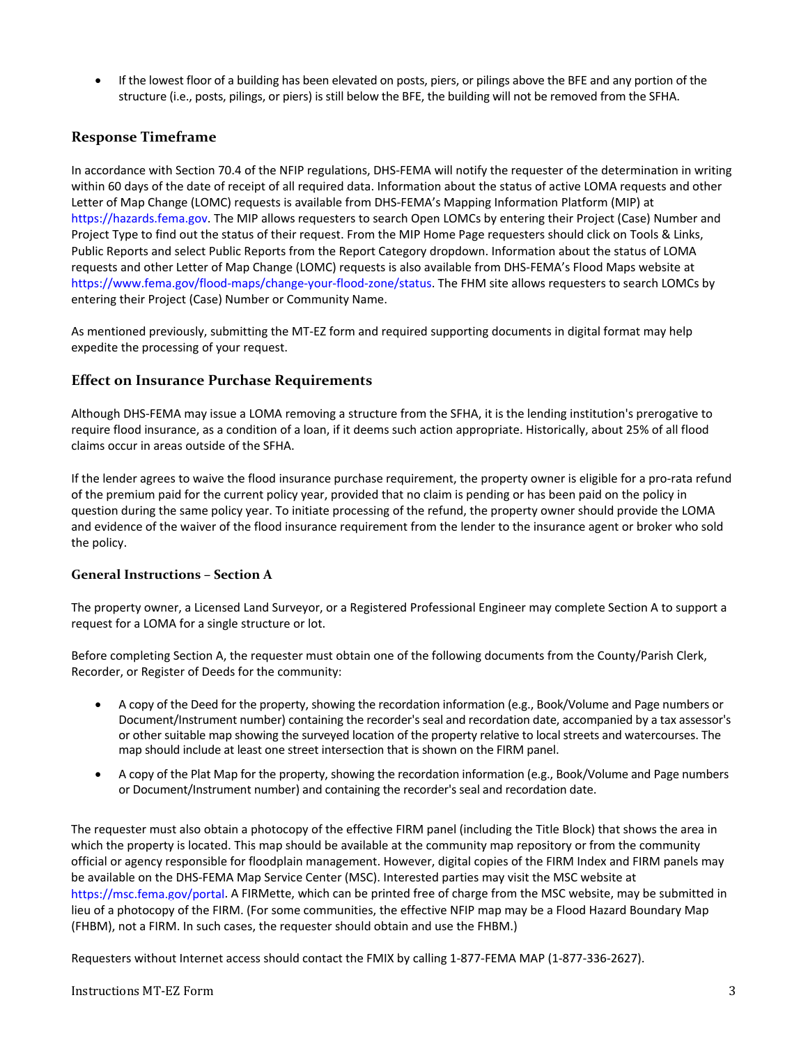- If the lowest floor of a building has been elevated on posts, piers, or pilings above the BFE and any portion of the structure (i.e., posts, pilings, or piers) is still below the BFE, the building will not be removed from the SFHA.

## Response Timeframe

In accordance with Section 70.4 of the NFIP regulations, DHS-FEMA will notify the requester of the determination in writing within 60 days of the date of receipt of all required data. Information about the status of active LOMA requests and other Letter of Map Change (LOMC) requests is available from DHS-FEMA's Mapping Information Platform (MIP) at https://hazards.fema.gov. The MIP allows requesters to search Open LOMCs by entering their Project (Case) Number and Project Type to find out the status of their request. From the MIP Home Page requesters should click on Tools & Links, Public Reports and select Public Reports from the Report Category dropdown. Information about the status of LOMA requests and other Letter of Map Change (LOMC) requests is also available from DHS-FEMA's Flood Maps website at https://www.fema.gov/flood-maps/change-your-flood-zone/status. The FHM site allows requesters to search LOMCs by entering their Project (Case) Number or Community Name.

As mentioned previously, submitting the MT-EZ form and required supporting documents in digital format may help expedite the processing of your request.

## Effect on Insurance Purchase Requirements

Although DHS-FEMA may issue a LOMA removing a structure from the SFHA, it is the lending institution's prerogative to require flood insurance, as a condition of a loan, if it deems such action appropriate. Historically, about 25% of all flood claims occur in areas outside of the SFHA.

If the lender agrees to waive the flood insurance purchase requirement, the property owner is eligible for a pro-rata refund of the premium paid for the current policy year, provided that no claim is pending or has been paid on the policy in question during the same policy year. To initiate processing of the refund, the property owner should provide the LOMA and evidence of the waiver of the flood insurance requirement from the lender to the insurance agent or broker who sold the policy.

### General Instructions – Section A

The property owner, a Licensed Land Surveyor, or a Registered Professional Engineer may complete Section A to support a request for a LOMA for a single structure or lot.

Before completing Section A, the requester must obtain one of the following documents from the County/Parish Clerk, Recorder, or Register of Deeds for the community:

- A copy of the Deed for the property, showing the recordation information (e.g., Book/Volume and Page numbers or Document/Instrument number) containing the recorder's seal and recordation date, accompanied by a tax assessor's or other suitable map showing the surveyed location of the property relative to local streets and watercourses. The map should include at least one street intersection that is shown on the FIRM panel.
- A copy of the Plat Map for the property, showing the recordation information (e.g., Book/Volume and Page numbers or Document/Instrument number) and containing the recorder's seal and recordation date.

The requester must also obtain a photocopy of the effective FIRM panel (including the Title Block) that shows the area in which the property is located. This map should be available at the community map repository or from the community official or agency responsible for floodplain management. However, digital copies of the FIRM Index and FIRM panels may be available on the DHS-FEMA Map Service Center (MSC). Interested parties may visit the MSC website at https://msc.fema.gov/portal. A FIRMette, which can be printed free of charge from the MSC website, may be submitted in lieu of a photocopy of the FIRM. (For some communities, the effective NFIP map may be a Flood Hazard Boundary Map (FHBM), not a FIRM. In such cases, the requester should obtain and use the FHBM.)

Requesters without Internet access should contact the FMIX by calling 1-877-FEMA MAP (1-877-336-2627).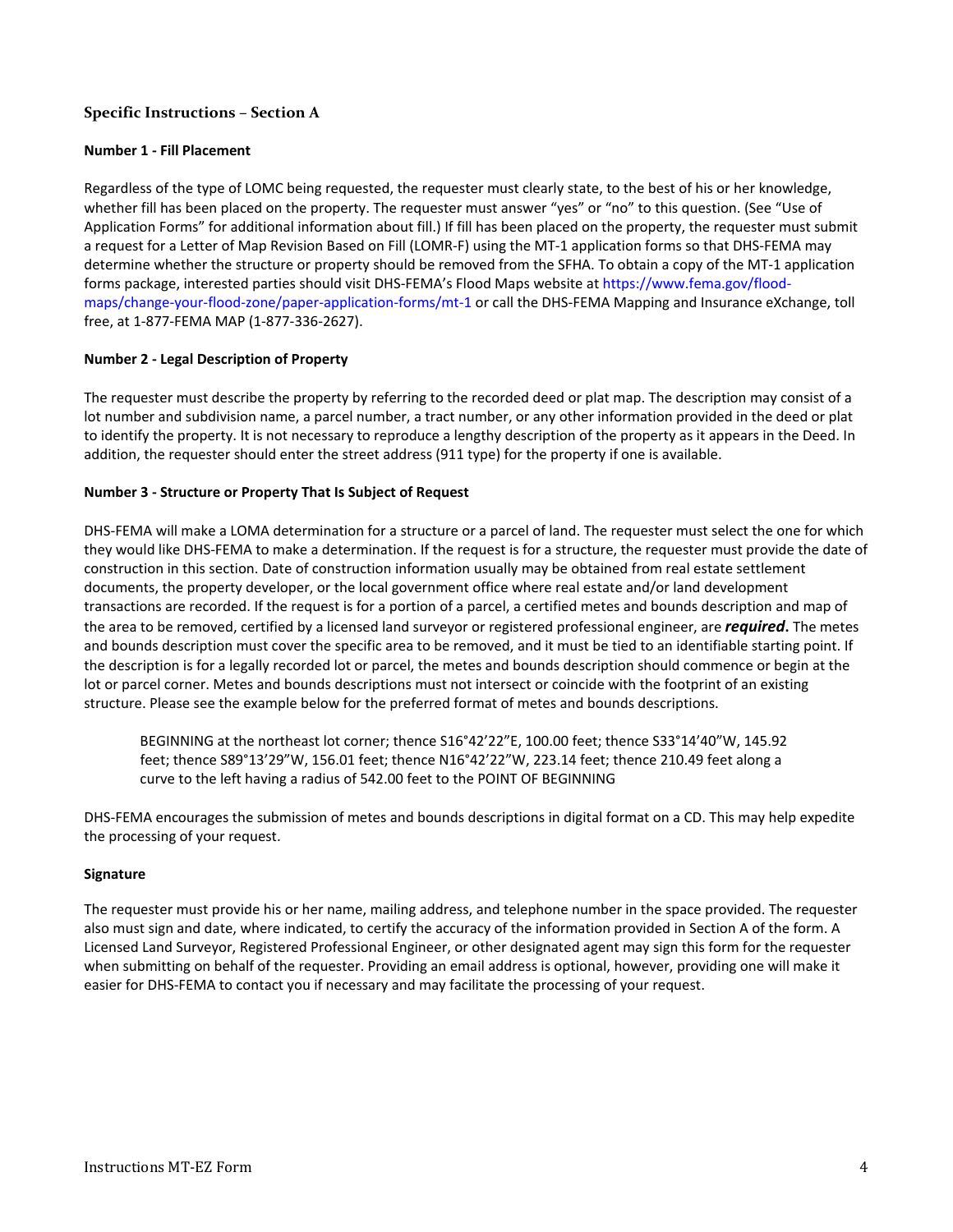## Specific Instructions – Section A

### Number 1 - Fill Placement

Regardless of the type of LOMC being requested, the requester must clearly state, to the best of his or her knowledge, whether fill has been placed on the property. The requester must answer "yes" or "no" to this question. (See "Use of Application Forms" for additional information about fill.) If fill has been placed on the property, the requester must submit a request for a Letter of Map Revision Based on Fill (LOMR-F) using the MT-1 application forms so that DHS-FEMA may determine whether the structure or property should be removed from the SFHA. To obtain a copy of the MT-1 application forms package, interested parties should visit DHS-FEMA's Flood Maps website at https://www.fema.gov/flood-maps/change-your-flood-zone/paper-application-forms/mt-1 or call the DHS-FEMA Mapping and Insurance eXchange, toll free, at 1-877-FEMA MAP (1-877-336-2627).

### Number 2 - Legal Description of Property

The requester must describe the property by referring to the recorded deed or plat map. The description may consist of a lot number and subdivision name, a parcel number, a tract number, or any other information provided in the deed or plat to identify the property. It is not necessary to reproduce a lengthy description of the property as it appears in the Deed. In addition, the requester should enter the street address (911 type) for the property if one is available.

### Number 3 - Structure or Property That Is Subject of Request

DHS-FEMA will make a LOMA determination for a structure or a parcel of land. The requester must select the one for which they would like DHS-FEMA to make a determination. If the request is for a structure, the requester must provide the date of construction in this section. Date of construction information usually may be obtained from real estate settlement documents, the property developer, or the local government office where real estate and/or land development transactions are recorded. If the request is for a portion of a parcel, a certified metes and bounds description and map of the area to be removed, certified by a licensed land surveyor or registered professional engineer, are ***required***. The metes and bounds description must cover the specific area to be removed, and it must be tied to an identifiable starting point. If the description is for a legally recorded lot or parcel, the metes and bounds description should commence or begin at the lot or parcel corner. Metes and bounds descriptions must not intersect or coincide with the footprint of an existing structure. Please see the example below for the preferred format of metes and bounds descriptions.

> BEGINNING at the northeast lot corner; thence S16°42'22"E, 100.00 feet; thence S33°14'40"W, 145.92 feet; thence S89°13'29"W, 156.01 feet; thence N16°42'22"W, 223.14 feet; thence 210.49 feet along a curve to the left having a radius of 542.00 feet to the POINT OF BEGINNING

DHS-FEMA encourages the submission of metes and bounds descriptions in digital format on a CD. This may help expedite the processing of your request.

### Signature

The requester must provide his or her name, mailing address, and telephone number in the space provided. The requester also must sign and date, where indicated, to certify the accuracy of the information provided in Section A of the form. A Licensed Land Surveyor, Registered Professional Engineer, or other designated agent may sign this form for the requester when submitting on behalf of the requester. Providing an email address is optional, however, providing one will make it easier for DHS-FEMA to contact you if necessary and may facilitate the processing of your request.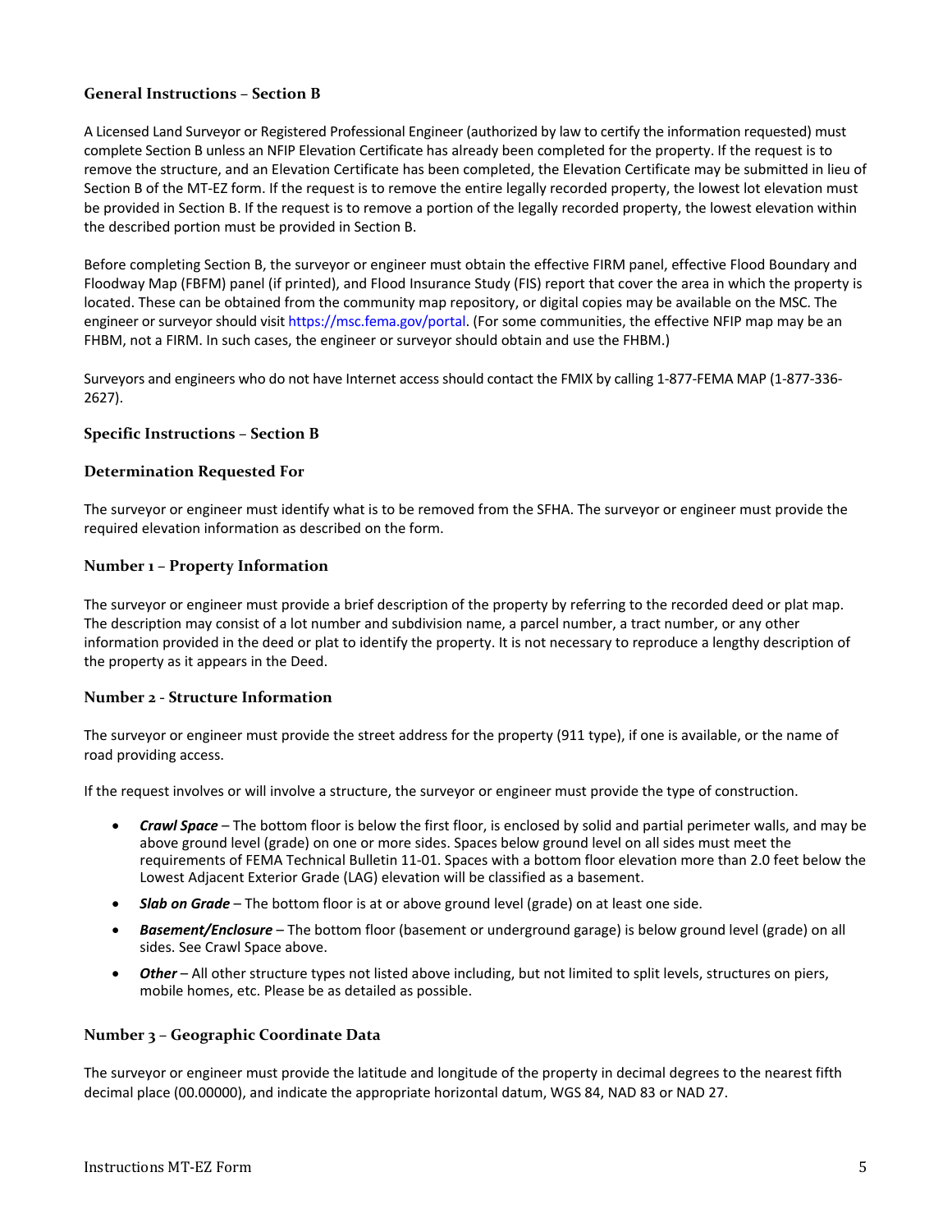### General Instructions – Section B

A Licensed Land Surveyor or Registered Professional Engineer (authorized by law to certify the information requested) must complete Section B unless an NFIP Elevation Certificate has already been completed for the property. If the request is to remove the structure, and an Elevation Certificate has been completed, the Elevation Certificate may be submitted in lieu of Section B of the MT-EZ form. If the request is to remove the entire legally recorded property, the lowest lot elevation must be provided in Section B. If the request is to remove a portion of the legally recorded property, the lowest elevation within the described portion must be provided in Section B.

Before completing Section B, the surveyor or engineer must obtain the effective FIRM panel, effective Flood Boundary and Floodway Map (FBFM) panel (if printed), and Flood Insurance Study (FIS) report that cover the area in which the property is located. These can be obtained from the community map repository, or digital copies may be available on the MSC. The engineer or surveyor should visit https://msc.fema.gov/portal. (For some communities, the effective NFIP map may be an FHBM, not a FIRM. In such cases, the engineer or surveyor should obtain and use the FHBM.)

Surveyors and engineers who do not have Internet access should contact the FMIX by calling 1-877-FEMA MAP (1-877-336-2627).

### Specific Instructions – Section B

### Determination Requested For

The surveyor or engineer must identify what is to be removed from the SFHA. The surveyor or engineer must provide the required elevation information as described on the form.

### Number 1 – Property Information

The surveyor or engineer must provide a brief description of the property by referring to the recorded deed or plat map. The description may consist of a lot number and subdivision name, a parcel number, a tract number, or any other information provided in the deed or plat to identify the property. It is not necessary to reproduce a lengthy description of the property as it appears in the Deed.

### Number 2 - Structure Information

The surveyor or engineer must provide the street address for the property (911 type), if one is available, or the name of road providing access.

If the request involves or will involve a structure, the surveyor or engineer must provide the type of construction.

- ***Crawl Space*** – The bottom floor is below the first floor, is enclosed by solid and partial perimeter walls, and may be above ground level (grade) on one or more sides. Spaces below ground level on all sides must meet the requirements of FEMA Technical Bulletin 11-01. Spaces with a bottom floor elevation more than 2.0 feet below the Lowest Adjacent Exterior Grade (LAG) elevation will be classified as a basement.
- ***Slab on Grade*** – The bottom floor is at or above ground level (grade) on at least one side.
- ***Basement/Enclosure*** – The bottom floor (basement or underground garage) is below ground level (grade) on all sides. See Crawl Space above.
- ***Other*** – All other structure types not listed above including, but not limited to split levels, structures on piers, mobile homes, etc. Please be as detailed as possible.

### Number 3 – Geographic Coordinate Data

The surveyor or engineer must provide the latitude and longitude of the property in decimal degrees to the nearest fifth decimal place (00.00000), and indicate the appropriate horizontal datum, WGS 84, NAD 83 or NAD 27.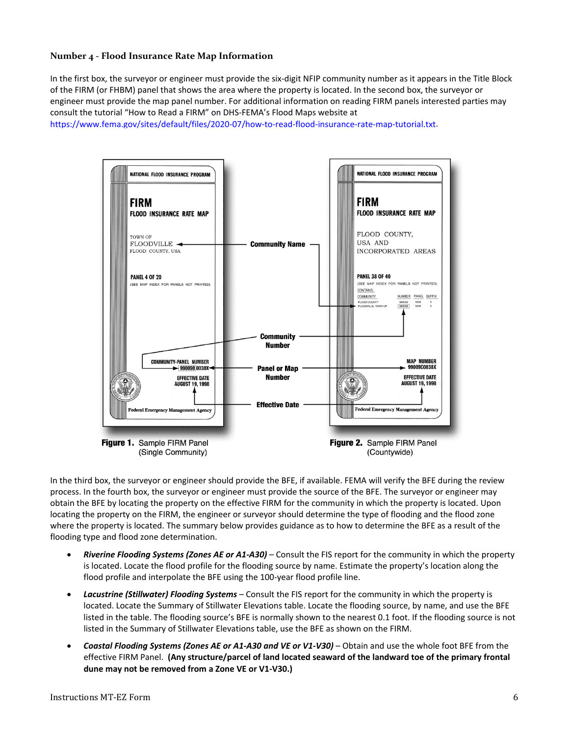### Number 4 - Flood Insurance Rate Map Information

In the first box, the surveyor or engineer must provide the six-digit NFIP community number as it appears in the Title Block of the FIRM (or FHBM) panel that shows the area where the property is located. In the second box, the surveyor or engineer must provide the map panel number. For additional information on reading FIRM panels interested parties may consult the tutorial "How to Read a FIRM" on DHS-FEMA's Flood Maps website at https://www.fema.gov/sites/default/files/2020-07/how-to-read-flood-insurance-rate-map-tutorial.txt.

**Figure 1.** Sample FIRM Panel (Single Community)

**Figure 2.** Sample FIRM Panel (Countywide)

In the third box, the surveyor or engineer should provide the BFE, if available. FEMA will verify the BFE during the review process. In the fourth box, the surveyor or engineer must provide the source of the BFE. The surveyor or engineer may obtain the BFE by locating the property on the effective FIRM for the community in which the property is located. Upon locating the property on the FIRM, the engineer or surveyor should determine the type of flooding and the flood zone where the property is located. The summary below provides guidance as to how to determine the BFE as a result of the flooding type and flood zone determination.

- ***Riverine Flooding Systems (Zones AE or A1-A30)*** – Consult the FIS report for the community in which the property is located. Locate the flood profile for the flooding source by name. Estimate the property's location along the flood profile and interpolate the BFE using the 100-year flood profile line.
- ***Lacustrine (Stillwater) Flooding Systems*** – Consult the FIS report for the community in which the property is located. Locate the Summary of Stillwater Elevations table. Locate the flooding source, by name, and use the BFE listed in the table. The flooding source's BFE is normally shown to the nearest 0.1 foot. If the flooding source is not listed in the Summary of Stillwater Elevations table, use the BFE as shown on the FIRM.
- ***Coastal Flooding Systems (Zones AE or A1-A30 and VE or V1-V30)*** – Obtain and use the whole foot BFE from the effective FIRM Panel. **(Any structure/parcel of land located seaward of the landward toe of the primary frontal dune may not be removed from a Zone VE or V1-V30.)**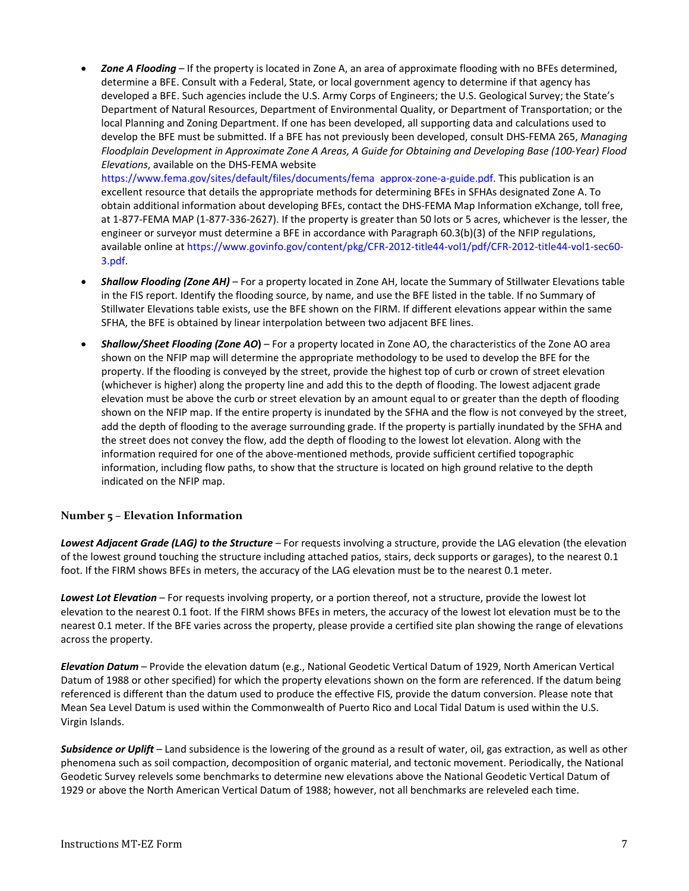- ***Zone A Flooding*** – If the property is located in Zone A, an area of approximate flooding with no BFEs determined, determine a BFE. Consult with a Federal, State, or local government agency to determine if that agency has developed a BFE. Such agencies include the U.S. Army Corps of Engineers; the U.S. Geological Survey; the State's Department of Natural Resources, Department of Environmental Quality, or Department of Transportation; or the local Planning and Zoning Department. If one has been developed, all supporting data and calculations used to develop the BFE must be submitted. If a BFE has not previously been developed, consult DHS-FEMA 265, *Managing Floodplain Development in Approximate Zone A Areas, A Guide for Obtaining and Developing Base (100-Year) Flood Elevations*, available on the DHS-FEMA website https://www.fema.gov/sites/default/files/documents/fema_approx-zone-a-guide.pdf. This publication is an excellent resource that details the appropriate methods for determining BFEs in SFHAs designated Zone A. To obtain additional information about developing BFEs, contact the DHS-FEMA Map Information eXchange, toll free, at 1-877-FEMA MAP (1-877-336-2627). If the property is greater than 50 lots or 5 acres, whichever is the lesser, the engineer or surveyor must determine a BFE in accordance with Paragraph 60.3(b)(3) of the NFIP regulations, available online at https://www.govinfo.gov/content/pkg/CFR-2012-title44-vol1/pdf/CFR-2012-title44-vol1-sec60-3.pdf.
- ***Shallow Flooding (Zone AH)*** – For a property located in Zone AH, locate the Summary of Stillwater Elevations table in the FIS report. Identify the flooding source, by name, and use the BFE listed in the table. If no Summary of Stillwater Elevations table exists, use the BFE shown on the FIRM. If different elevations appear within the same SFHA, the BFE is obtained by linear interpolation between two adjacent BFE lines.
- ***Shallow/Sheet Flooding (Zone AO)*** – For a property located in Zone AO, the characteristics of the Zone AO area shown on the NFIP map will determine the appropriate methodology to be used to develop the BFE for the property. If the flooding is conveyed by the street, provide the highest top of curb or crown of street elevation (whichever is higher) along the property line and add this to the depth of flooding. The lowest adjacent grade elevation must be above the curb or street elevation by an amount equal to or greater than the depth of flooding shown on the NFIP map. If the entire property is inundated by the SFHA and the flow is not conveyed by the street, add the depth of flooding to the average surrounding grade. If the property is partially inundated by the SFHA and the street does not convey the flow, add the depth of flooding to the lowest lot elevation. Along with the information required for one of the above-mentioned methods, provide sufficient certified topographic information, including flow paths, to show that the structure is located on high ground relative to the depth indicated on the NFIP map.

## Number 5 – Elevation Information

***Lowest Adjacent Grade (LAG) to the Structure*** – For requests involving a structure, provide the LAG elevation (the elevation of the lowest ground touching the structure including attached patios, stairs, deck supports or garages), to the nearest 0.1 foot. If the FIRM shows BFEs in meters, the accuracy of the LAG elevation must be to the nearest 0.1 meter.

***Lowest Lot Elevation*** – For requests involving property, or a portion thereof, not a structure, provide the lowest lot elevation to the nearest 0.1 foot. If the FIRM shows BFEs in meters, the accuracy of the lowest lot elevation must be to the nearest 0.1 meter. If the BFE varies across the property, please provide a certified site plan showing the range of elevations across the property.

***Elevation Datum*** – Provide the elevation datum (e.g., National Geodetic Vertical Datum of 1929, North American Vertical Datum of 1988 or other specified) for which the property elevations shown on the form are referenced. If the datum being referenced is different than the datum used to produce the effective FIS, provide the datum conversion. Please note that Mean Sea Level Datum is used within the Commonwealth of Puerto Rico and Local Tidal Datum is used within the U.S. Virgin Islands.

***Subsidence or Uplift*** – Land subsidence is the lowering of the ground as a result of water, oil, gas extraction, as well as other phenomena such as soil compaction, decomposition of organic material, and tectonic movement. Periodically, the National Geodetic Survey relevels some benchmarks to determine new elevations above the National Geodetic Vertical Datum of 1929 or above the North American Vertical Datum of 1988; however, not all benchmarks are releveled each time.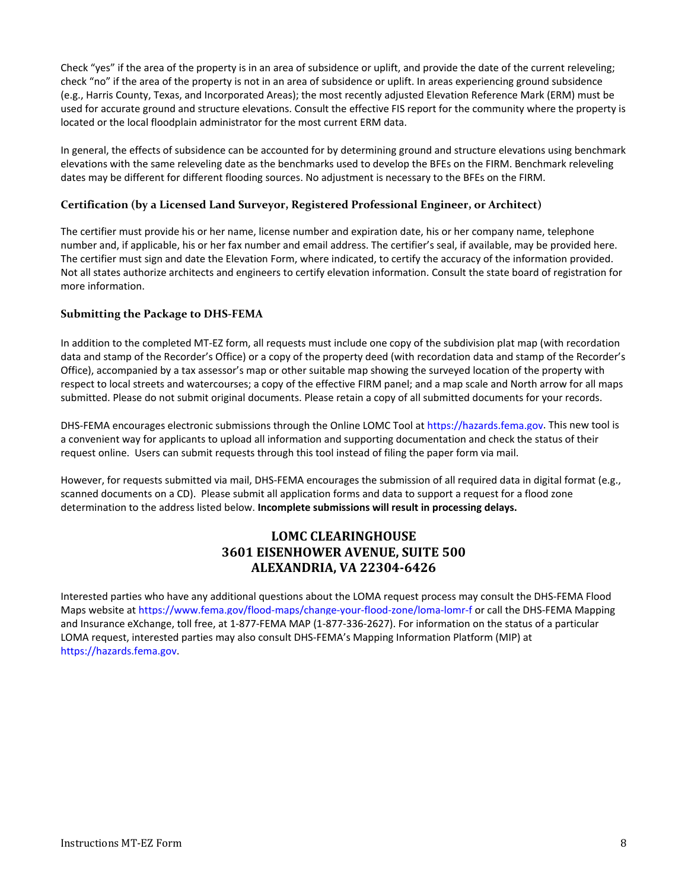Check “yes” if the area of the property is in an area of subsidence or uplift, and provide the date of the current releveling; check “no” if the area of the property is not in an area of subsidence or uplift. In areas experiencing ground subsidence (e.g., Harris County, Texas, and Incorporated Areas); the most recently adjusted Elevation Reference Mark (ERM) must be used for accurate ground and structure elevations. Consult the effective FIS report for the community where the property is located or the local floodplain administrator for the most current ERM data.

In general, the effects of subsidence can be accounted for by determining ground and structure elevations using benchmark elevations with the same releveling date as the benchmarks used to develop the BFEs on the FIRM. Benchmark releveling dates may be different for different flooding sources. No adjustment is necessary to the BFEs on the FIRM.

### Certification (by a Licensed Land Surveyor, Registered Professional Engineer, or Architect)

The certifier must provide his or her name, license number and expiration date, his or her company name, telephone number and, if applicable, his or her fax number and email address. The certifier’s seal, if available, may be provided here. The certifier must sign and date the Elevation Form, where indicated, to certify the accuracy of the information provided. Not all states authorize architects and engineers to certify elevation information. Consult the state board of registration for more information.

### Submitting the Package to DHS-FEMA

In addition to the completed MT-EZ form, all requests must include one copy of the subdivision plat map (with recordation data and stamp of the Recorder’s Office) or a copy of the property deed (with recordation data and stamp of the Recorder’s Office), accompanied by a tax assessor’s map or other suitable map showing the surveyed location of the property with respect to local streets and watercourses; a copy of the effective FIRM panel; and a map scale and North arrow for all maps submitted. Please do not submit original documents. Please retain a copy of all submitted documents for your records.

DHS-FEMA encourages electronic submissions through the Online LOMC Tool at https://hazards.fema.gov. This new tool is a convenient way for applicants to upload all information and supporting documentation and check the status of their request online. Users can submit requests through this tool instead of filing the paper form via mail.

However, for requests submitted via mail, DHS-FEMA encourages the submission of all required data in digital format (e.g., scanned documents on a CD). Please submit all application forms and data to support a request for a flood zone determination to the address listed below. **Incomplete submissions will result in processing delays.**

**LOMC CLEARINGHOUSE**
**3601 EISENHOWER AVENUE, SUITE 500**
**ALEXANDRIA, VA 22304-6426**

Interested parties who have any additional questions about the LOMA request process may consult the DHS-FEMA Flood Maps website at https://www.fema.gov/flood-maps/change-your-flood-zone/loma-lomr-f or call the DHS-FEMA Mapping and Insurance eXchange, toll free, at 1-877-FEMA MAP (1-877-336-2627). For information on the status of a particular LOMA request, interested parties may also consult DHS-FEMA’s Mapping Information Platform (MIP) at https://hazards.fema.gov.